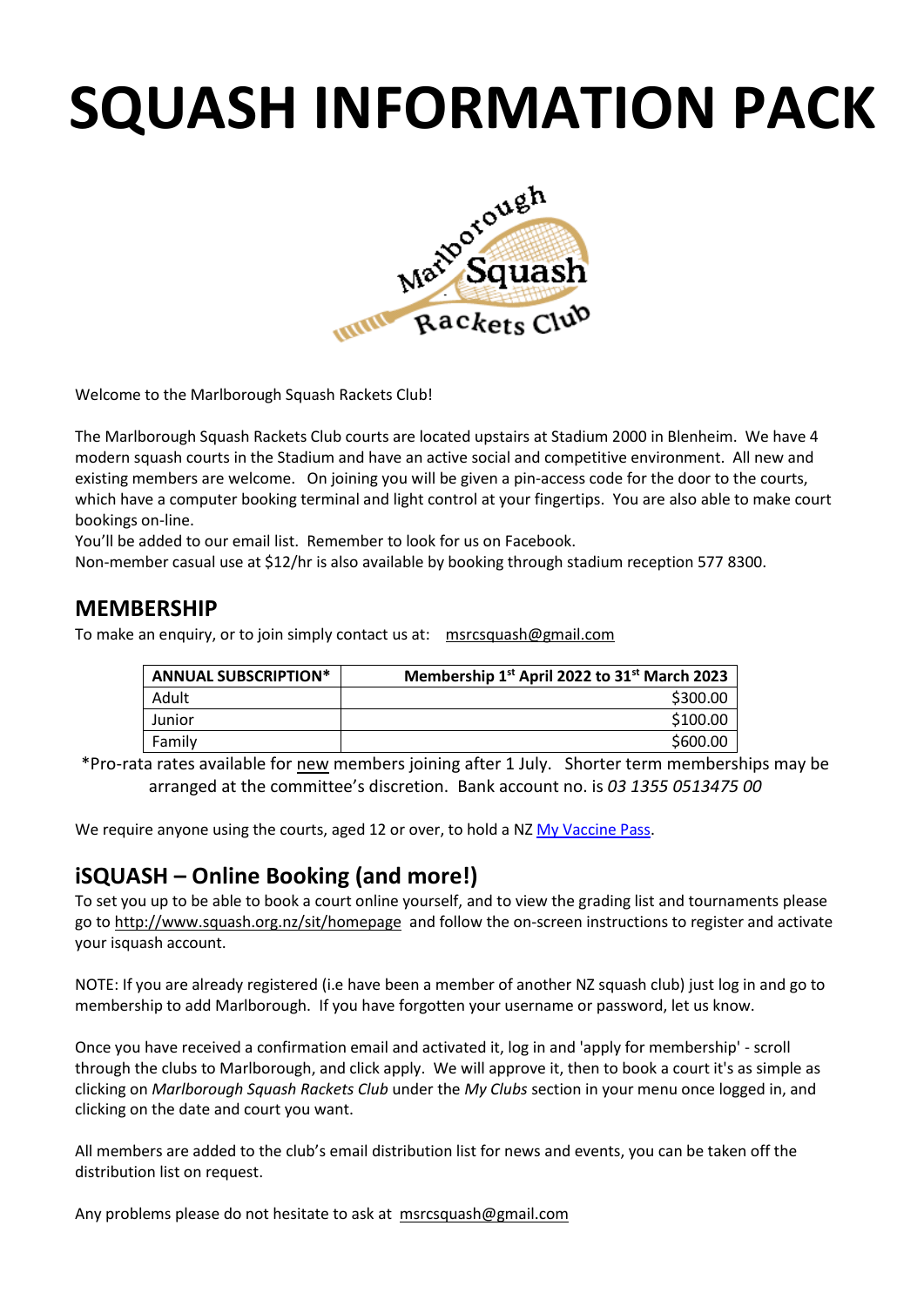# SQUASH INFORMATION PACK

Welcome to the Marlborough Squash Rackets Club!

The Marlborough Squash Rackets Club courts are located upstairs at Stadium 2000 in Blenheim. We have 4 modern squash courts in the Stadium and have an active social and competitive environment. All new and existing members are welcome. On joining you will be given a pin-access code for the door to the courts, which have a computer booking terminal and light control at your fingertips. You are also able to make court bookings on-line.

You'll be added to our email list. Remember to look for us on Facebook.

Non-member casual use at $12/hr is also available by booking through stadium reception 577 8300.

## MEMBERSHIP

To make an enquiry, or to join simply contact us at: msrcsquash@gmail.com

| ANNUAL SUBSCRIPTION* | Membership 1st April 2022 to 31st March 2023 |
|---|---:|
| Adult | $300.00 |
| Junior | $100.00 |
| Family | $600.00 |

*Pro-rata rates available for new members joining after 1 July. Shorter term memberships may be arranged at the committee's discretion. Bank account no. is *03 1355 0513475 00*

We require anyone using the courts, aged 12 or over, to hold a NZ My Vaccine Pass.

## iSQUASH – Online Booking (and more!)

To set you up to be able to book a court online yourself, and to view the grading list and tournaments please go to http://www.squash.org.nz/sit/homepage and follow the on-screen instructions to register and activate your isquash account.

NOTE: If you are already registered (i.e have been a member of another NZ squash club) just log in and go to membership to add Marlborough. If you have forgotten your username or password, let us know.

Once you have received a confirmation email and activated it, log in and 'apply for membership' - scroll through the clubs to Marlborough, and click apply. We will approve it, then to book a court it's as simple as clicking on *Marlborough Squash Rackets Club* under the *My Clubs* section in your menu once logged in, and clicking on the date and court you want.

All members are added to the club's email distribution list for news and events, you can be taken off the distribution list on request.

Any problems please do not hesitate to ask at msrcsquash@gmail.com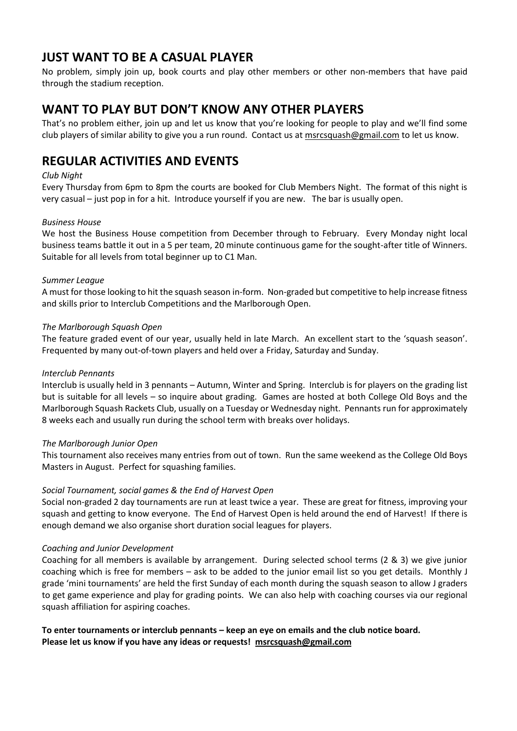## JUST WANT TO BE A CASUAL PLAYER

No problem, simply join up, book courts and play other members or other non-members that have paid through the stadium reception.

## WANT TO PLAY BUT DON'T KNOW ANY OTHER PLAYERS

That's no problem either, join up and let us know that you're looking for people to play and we'll find some club players of similar ability to give you a run round. Contact us at msrcsquash@gmail.com to let us know.

## REGULAR ACTIVITIES AND EVENTS

*Club Night*

Every Thursday from 6pm to 8pm the courts are booked for Club Members Night. The format of this night is very casual – just pop in for a hit. Introduce yourself if you are new. The bar is usually open.

*Business House*

We host the Business House competition from December through to February. Every Monday night local business teams battle it out in a 5 per team, 20 minute continuous game for the sought-after title of Winners. Suitable for all levels from total beginner up to C1 Man.

*Summer League*

A must for those looking to hit the squash season in-form. Non-graded but competitive to help increase fitness and skills prior to Interclub Competitions and the Marlborough Open.

*The Marlborough Squash Open*

The feature graded event of our year, usually held in late March. An excellent start to the 'squash season'. Frequented by many out-of-town players and held over a Friday, Saturday and Sunday.

*Interclub Pennants*

Interclub is usually held in 3 pennants – Autumn, Winter and Spring. Interclub is for players on the grading list but is suitable for all levels – so inquire about grading. Games are hosted at both College Old Boys and the Marlborough Squash Rackets Club, usually on a Tuesday or Wednesday night. Pennants run for approximately 8 weeks each and usually run during the school term with breaks over holidays.

*The Marlborough Junior Open*

This tournament also receives many entries from out of town. Run the same weekend as the College Old Boys Masters in August. Perfect for squashing families.

*Social Tournament, social games & the End of Harvest Open*

Social non-graded 2 day tournaments are run at least twice a year. These are great for fitness, improving your squash and getting to know everyone. The End of Harvest Open is held around the end of Harvest! If there is enough demand we also organise short duration social leagues for players.

*Coaching and Junior Development*

Coaching for all members is available by arrangement. During selected school terms (2 & 3) we give junior coaching which is free for members – ask to be added to the junior email list so you get details. Monthly J grade 'mini tournaments' are held the first Sunday of each month during the squash season to allow J graders to get game experience and play for grading points. We can also help with coaching courses via our regional squash affiliation for aspiring coaches.

**To enter tournaments or interclub pennants – keep an eye on emails and the club notice board.**
**Please let us know if you have any ideas or requests! msrcsquash@gmail.com**